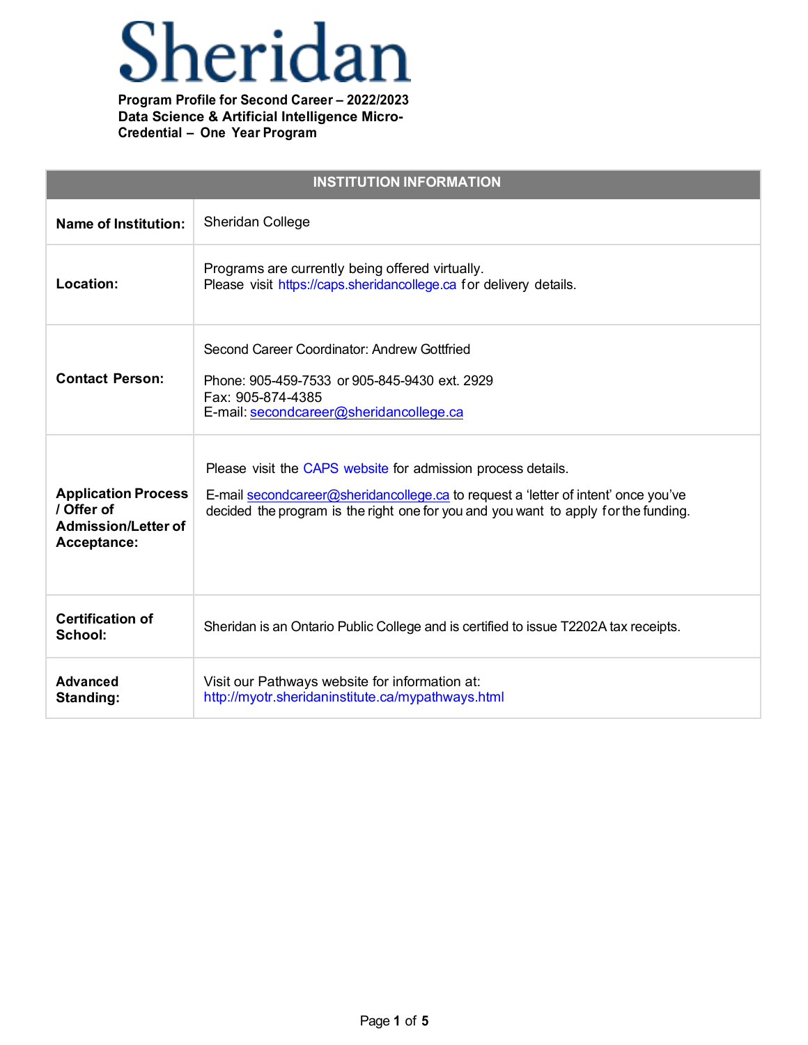# Sheridan

**Program Profile for Second Career – 2022/2023**
**Data Science & Artificial Intelligence Micro-Credential – One Year Program**

| INSTITUTION INFORMATION | |
|---|---|
| **Name of Institution:** | Sheridan College |
| **Location:** | Programs are currently being offered virtually.<br>Please visit https://caps.sheridancollege.ca for delivery details. |
| **Contact Person:** | Second Career Coordinator: Andrew Gottfried<br><br>Phone: 905-459-7533 or 905-845-9430 ext. 2929<br>Fax: 905-874-4385<br>E-mail: secondcareer@sheridancollege.ca |
| **Application Process / Offer of Admission/Letter of Acceptance:** | Please visit the CAPS website for admission process details.<br><br>E-mail secondcareer@sheridancollege.ca to request a 'letter of intent' once you've decided the program is the right one for you and you want to apply for the funding. |
| **Certification of School:** | Sheridan is an Ontario Public College and is certified to issue T2202A tax receipts. |
| **Advanced Standing:** | Visit our Pathways website for information at:<br>http://myotr.sheridaninstitute.ca/mypathways.html |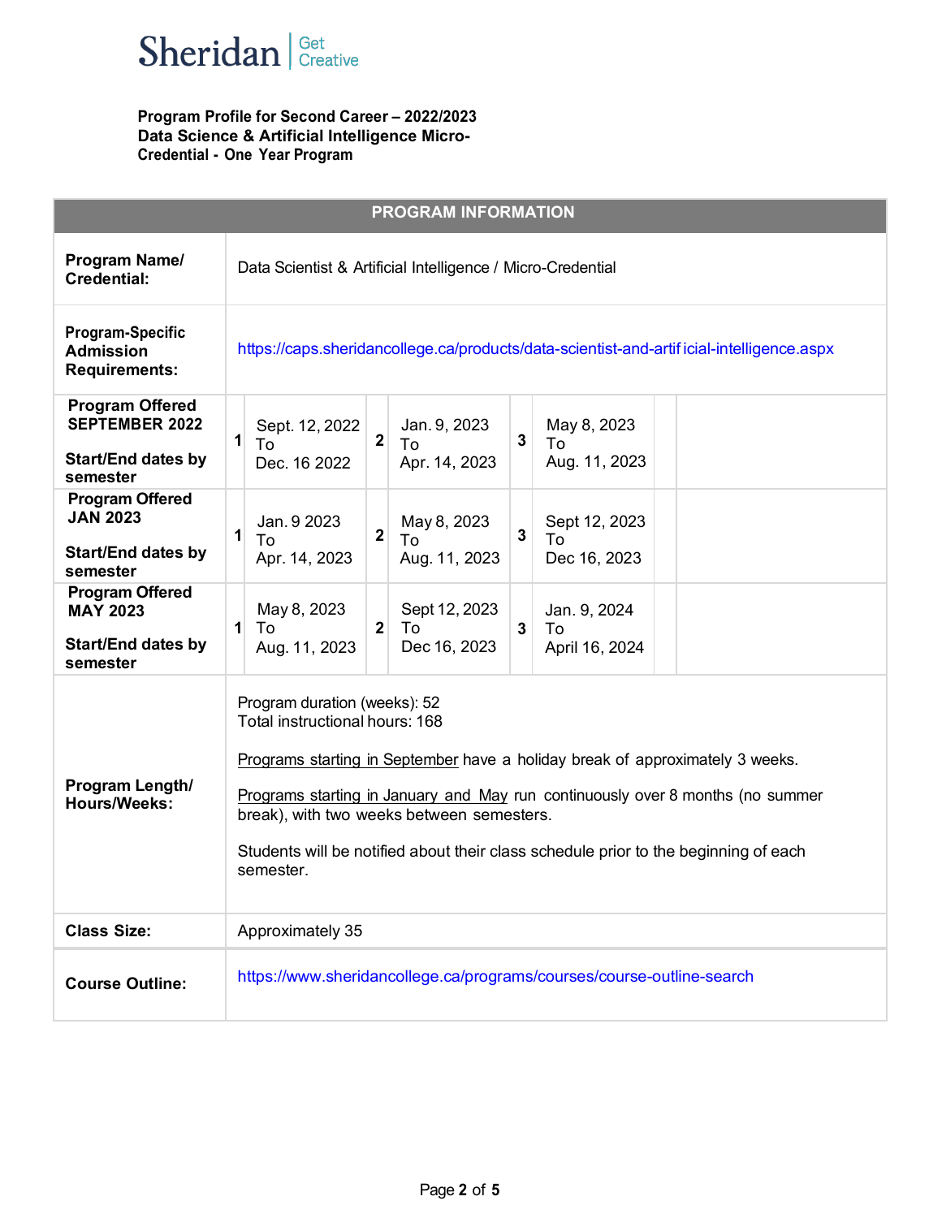**Program Profile for Second Career – 2022/2023**
**Data Science & Artificial Intelligence Micro-Credential - One Year Program**

| PROGRAM INFORMATION | | | | | | | | |
|---|---|---|---|---|---|---|---|---|
| **Program Name/ Credential:** | Data Scientist & Artificial Intelligence / Micro-Credential | | | | | | | |
| **Program-Specific Admission Requirements:** | https://caps.sheridancollege.ca/products/data-scientist-and-artificial-intelligence.aspx | | | | | | | |
| **Program Offered SEPTEMBER 2022** **Start/End dates by semester** | **1** | Sept. 12, 2022 To Dec. 16 2022 | **2** | Jan. 9, 2023 To Apr. 14, 2023 | **3** | May 8, 2023 To Aug. 11, 2023 | | |
| **Program Offered JAN 2023** **Start/End dates by semester** | **1** | Jan. 9 2023 To Apr. 14, 2023 | **2** | May 8, 2023 To Aug. 11, 2023 | **3** | Sept 12, 2023 To Dec 16, 2023 | | |
| **Program Offered MAY 2023** **Start/End dates by semester** | **1** | May 8, 2023 To Aug. 11, 2023 | **2** | Sept 12, 2023 To Dec 16, 2023 | **3** | Jan. 9, 2024 To April 16, 2024 | | |
| **Program Length/ Hours/Weeks:** | Program duration (weeks): 52<br>Total instructional hours: 168<br><br>Programs starting in September have a holiday break of approximately 3 weeks.<br><br>Programs starting in January and May run continuously over 8 months (no summer break), with two weeks between semesters.<br><br>Students will be notified about their class schedule prior to the beginning of each semester. | | | | | | | |
| **Class Size:** | Approximately 35 | | | | | | | |
| **Course Outline:** | https://www.sheridancollege.ca/programs/courses/course-outline-search | | | | | | | |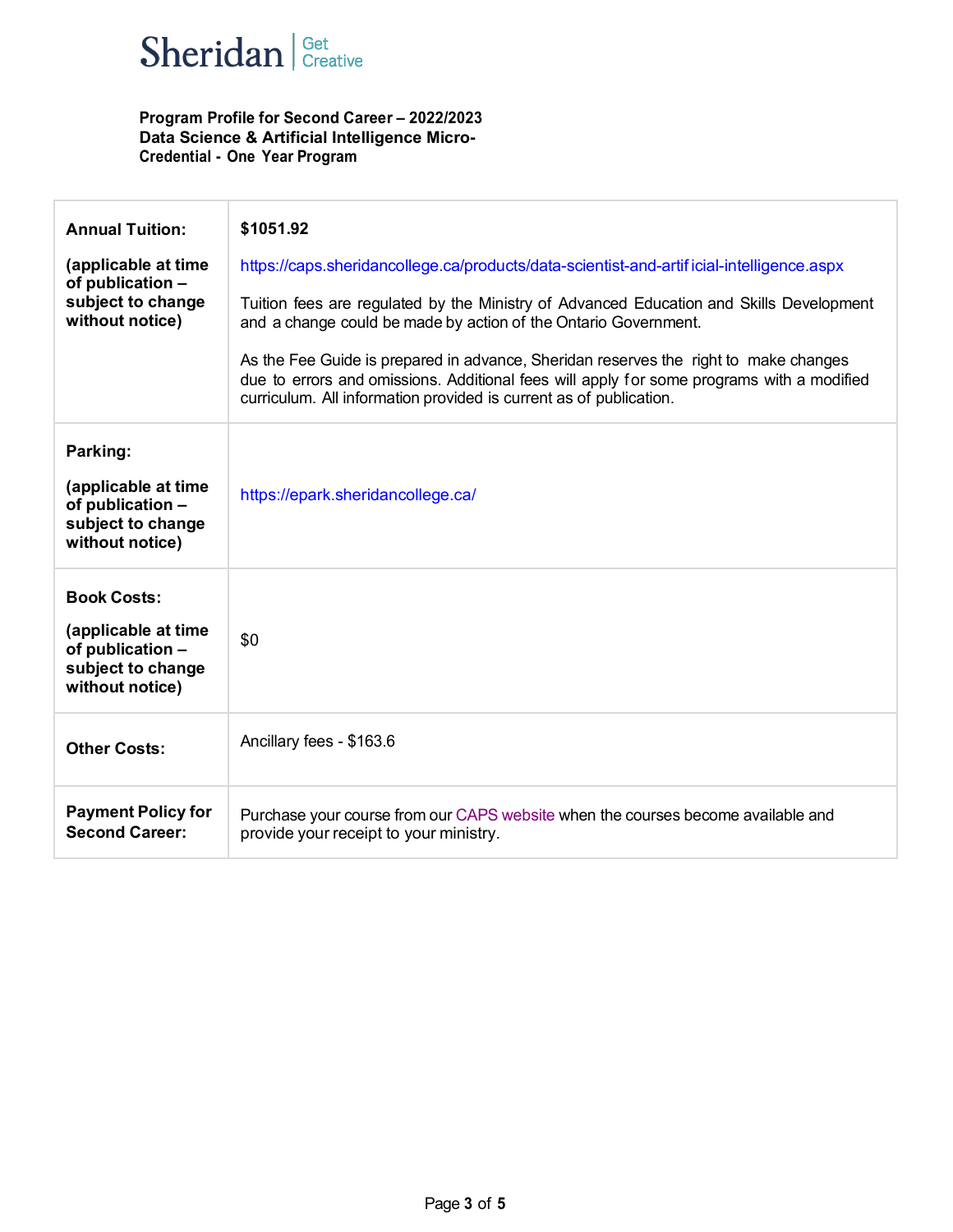Sheridan | Get Creative

**Program Profile for Second Career – 2022/2023**
**Data Science & Artificial Intelligence Micro-Credential - One Year Program**

| | |
|---|---|
| **Annual Tuition:**<br><br>**(applicable at time of publication – subject to change without notice)** | **$1051.92**<br><br>https://caps.sheridancollege.ca/products/data-scientist-and-artificial-intelligence.aspx<br><br>Tuition fees are regulated by the Ministry of Advanced Education and Skills Development and a change could be made by action of the Ontario Government.<br><br>As the Fee Guide is prepared in advance, Sheridan reserves the right to make changes due to errors and omissions. Additional fees will apply for some programs with a modified curriculum. All information provided is current as of publication. |
| **Parking:**<br><br>**(applicable at time of publication – subject to change without notice)** | https://epark.sheridancollege.ca/ |
| **Book Costs:**<br><br>**(applicable at time of publication – subject to change without notice)** | $0 |
| **Other Costs:** | Ancillary fees - $163.6 |
| **Payment Policy for Second Career:** | Purchase your course from our CAPS website when the courses become available and provide your receipt to your ministry. |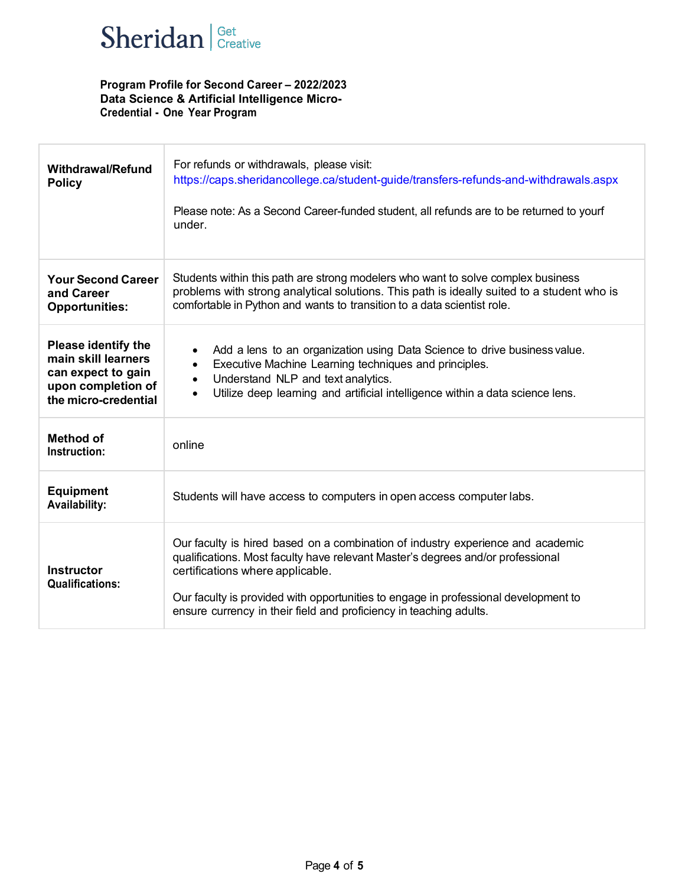Sheridan | Get Creative

**Program Profile for Second Career – 2022/2023**
**Data Science & Artificial Intelligence Micro-Credential - One Year Program**

| | |
|---|---|
| **Withdrawal/Refund Policy** | For refunds or withdrawals, please visit: https://caps.sheridancollege.ca/student-guide/transfers-refunds-and-withdrawals.aspx<br><br>Please note: As a Second Career-funded student, all refunds are to be returned to yourf under. |
| **Your Second Career and Career Opportunities:** | Students within this path are strong modelers who want to solve complex business problems with strong analytical solutions. This path is ideally suited to a student who is comfortable in Python and wants to transition to a data scientist role. |
| **Please identify the main skill learners can expect to gain upon completion of the micro-credential** | • Add a lens to an organization using Data Science to drive business value.<br>• Executive Machine Learning techniques and principles.<br>• Understand NLP and text analytics.<br>• Utilize deep learning and artificial intelligence within a data science lens. |
| **Method of Instruction:** | online |
| **Equipment Availability:** | Students will have access to computers in open access computer labs. |
| **Instructor Qualifications:** | Our faculty is hired based on a combination of industry experience and academic qualifications. Most faculty have relevant Master's degrees and/or professional certifications where applicable.<br><br>Our faculty is provided with opportunities to engage in professional development to ensure currency in their field and proficiency in teaching adults. |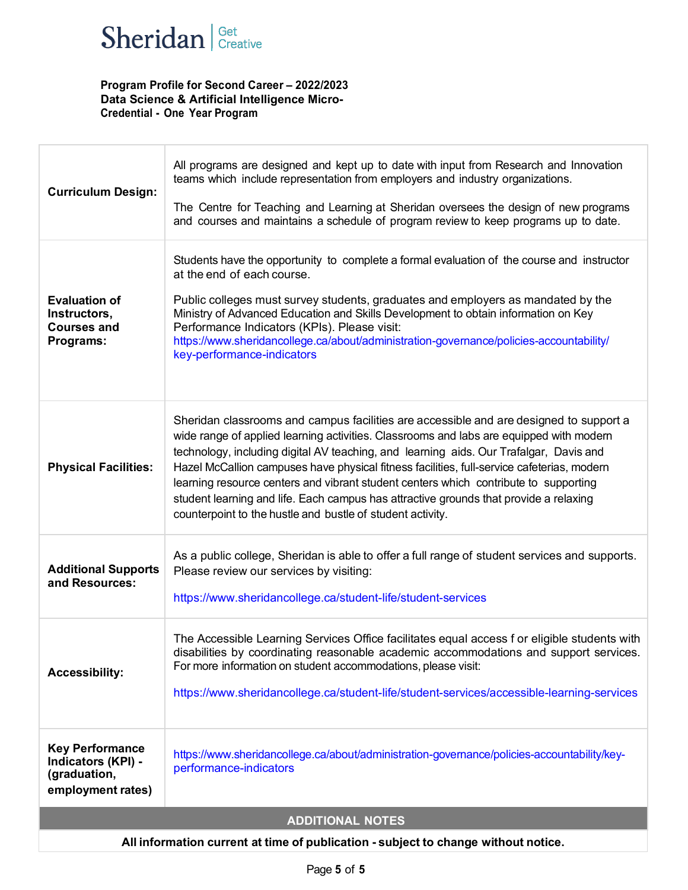Sheridan | Get Creative

**Program Profile for Second Career – 2022/2023**
**Data Science & Artificial Intelligence Micro-Credential - One Year Program**

| | |
|---|---|
| **Curriculum Design:** | All programs are designed and kept up to date with input from Research and Innovation teams which include representation from employers and industry organizations.<br><br>The Centre for Teaching and Learning at Sheridan oversees the design of new programs and courses and maintains a schedule of program review to keep programs up to date. |
| **Evaluation of Instructors, Courses and Programs:** | Students have the opportunity to complete a formal evaluation of the course and instructor at the end of each course.<br><br>Public colleges must survey students, graduates and employers as mandated by the Ministry of Advanced Education and Skills Development to obtain information on Key Performance Indicators (KPIs). Please visit: https://www.sheridancollege.ca/about/administration-governance/policies-accountability/key-performance-indicators |
| **Physical Facilities:** | Sheridan classrooms and campus facilities are accessible and are designed to support a wide range of applied learning activities. Classrooms and labs are equipped with modern technology, including digital AV teaching, and learning aids. Our Trafalgar, Davis and Hazel McCallion campuses have physical fitness facilities, full-service cafeterias, modern learning resource centers and vibrant student centers which contribute to supporting student learning and life. Each campus has attractive grounds that provide a relaxing counterpoint to the hustle and bustle of student activity. |
| **Additional Supports and Resources:** | As a public college, Sheridan is able to offer a full range of student services and supports. Please review our services by visiting:<br><br>https://www.sheridancollege.ca/student-life/student-services |
| **Accessibility:** | The Accessible Learning Services Office facilitates equal access f or eligible students with disabilities by coordinating reasonable academic accommodations and support services. For more information on student accommodations, please visit:<br><br>https://www.sheridancollege.ca/student-life/student-services/accessible-learning-services |
| **Key Performance Indicators (KPI) - (graduation, employment rates)** | https://www.sheridancollege.ca/about/administration-governance/policies-accountability/key-performance-indicators |

**ADDITIONAL NOTES**

**All information current at time of publication - subject to change without notice.**